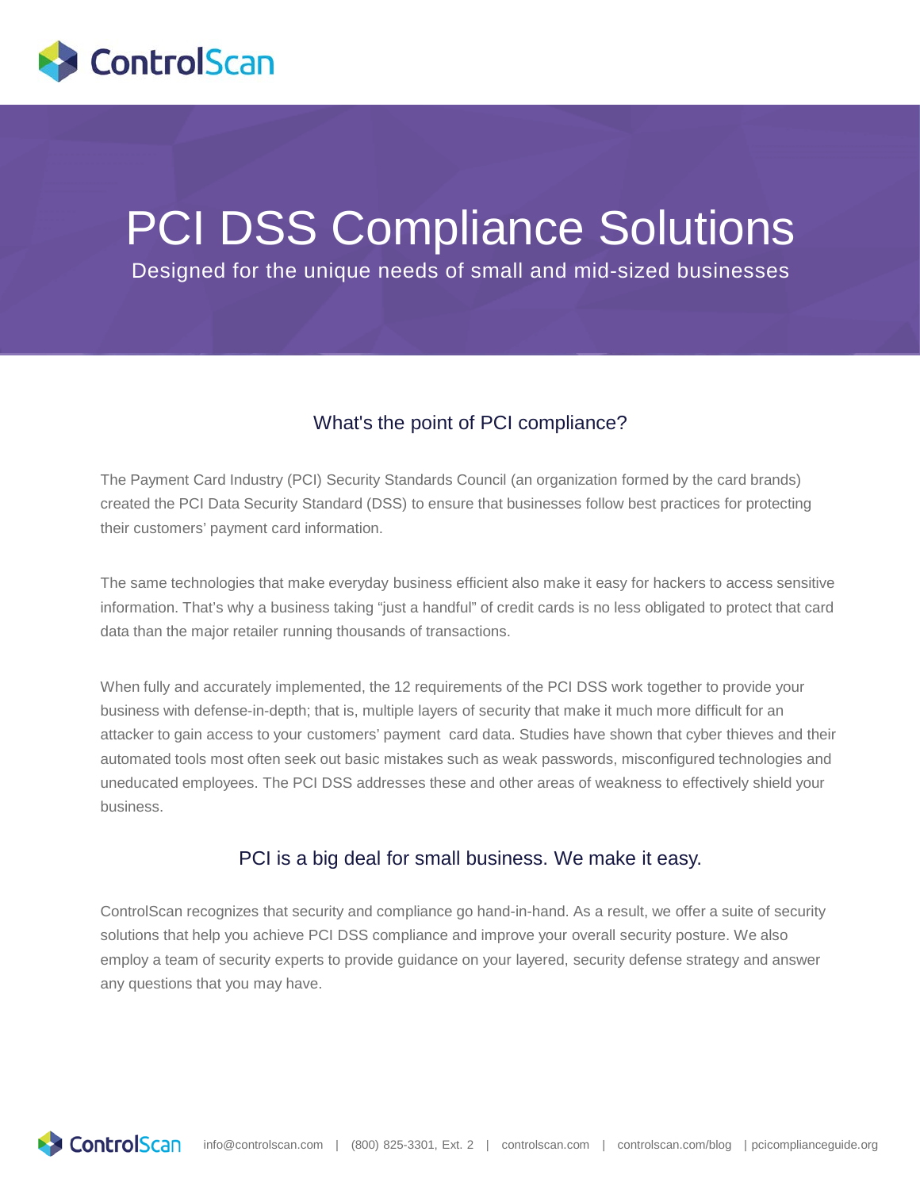ControlScan

# PCI DSS Compliance Solutions

Designed for the unique needs of small and mid-sized businesses

## What's the point of PCI compliance?

The Payment Card Industry (PCI) Security Standards Council (an organization formed by the card brands) created the PCI Data Security Standard (DSS) to ensure that businesses follow best practices for protecting their customers' payment card information.

The same technologies that make everyday business efficient also make it easy for hackers to access sensitive information. That's why a business taking "just a handful" of credit cards is no less obligated to protect that card data than the major retailer running thousands of transactions.

When fully and accurately implemented, the 12 requirements of the PCI DSS work together to provide your business with defense-in-depth; that is, multiple layers of security that make it much more difficult for an attacker to gain access to your customers' payment card data. Studies have shown that cyber thieves and their automated tools most often seek out basic mistakes such as weak passwords, misconfigured technologies and uneducated employees. The PCI DSS addresses these and other areas of weakness to effectively shield your business.

## PCI is a big deal for small business. We make it easy.

ControlScan recognizes that security and compliance go hand-in-hand. As a result, we offer a suite of security solutions that help you achieve PCI DSS compliance and improve your overall security posture. We also employ a team of security experts to provide guidance on your layered, security defense strategy and answer any questions that you may have.

ControlScan info@controlscan.com | (800) 825-3301, Ext. 2 | controlscan.com | controlscan.com/blog | pcicomplianceguide.org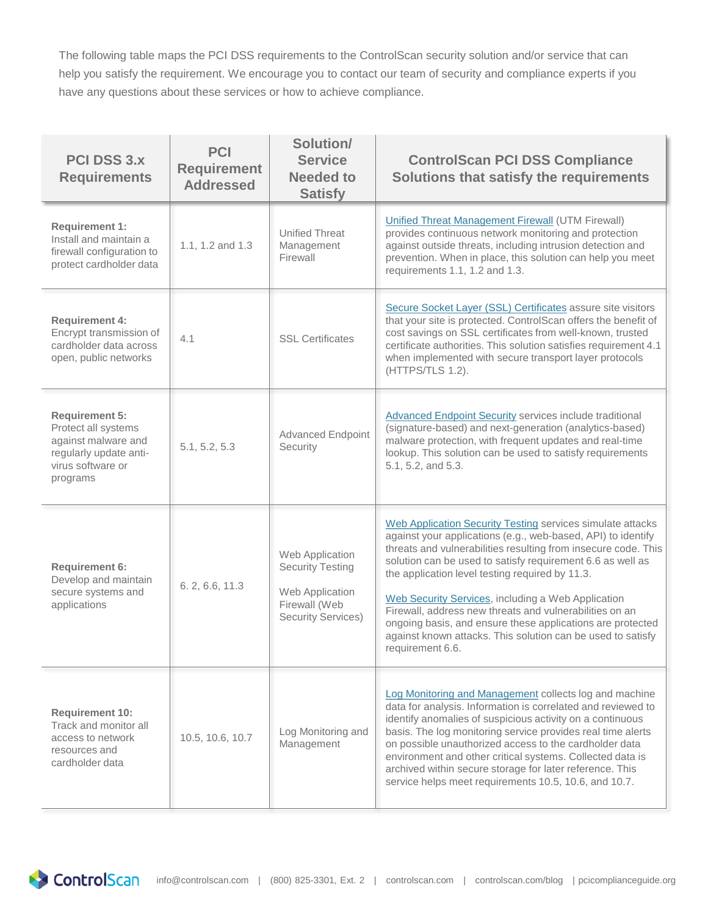The following table maps the PCI DSS requirements to the ControlScan security solution and/or service that can help you satisfy the requirement. We encourage you to contact our team of security and compliance experts if you have any questions about these services or how to achieve compliance.

| PCI DSS 3.x Requirements | PCI Requirement Addressed | Solution/ Service Needed to Satisfy | ControlScan PCI DSS Compliance Solutions that satisfy the requirements |
|---|---|---|---|
| **Requirement 1:** Install and maintain a firewall configuration to protect cardholder data | 1.1, 1.2 and 1.3 | Unified Threat Management Firewall | Unified Threat Management Firewall (UTM Firewall) provides continuous network monitoring and protection against outside threats, including intrusion detection and prevention. When in place, this solution can help you meet requirements 1.1, 1.2 and 1.3. |
| **Requirement 4:** Encrypt transmission of cardholder data across open, public networks | 4.1 | SSL Certificates | Secure Socket Layer (SSL) Certificates assure site visitors that your site is protected. ControlScan offers the benefit of cost savings on SSL certificates from well-known, trusted certificate authorities. This solution satisfies requirement 4.1 when implemented with secure transport layer protocols (HTTPS/TLS 1.2). |
| **Requirement 5:** Protect all systems against malware and regularly update anti-virus software or programs | 5.1, 5.2, 5.3 | Advanced Endpoint Security | Advanced Endpoint Security services include traditional (signature-based) and next-generation (analytics-based) malware protection, with frequent updates and real-time lookup. This solution can be used to satisfy requirements 5.1, 5.2, and 5.3. |
| **Requirement 6:** Develop and maintain secure systems and applications | 6. 2, 6.6, 11.3 | Web Application Security Testing<br><br>Web Application Firewall (Web Security Services) | Web Application Security Testing services simulate attacks against your applications (e.g., web-based, API) to identify threats and vulnerabilities resulting from insecure code. This solution can be used to satisfy requirement 6.6 as well as the application level testing required by 11.3.<br><br>Web Security Services, including a Web Application Firewall, address new threats and vulnerabilities on an ongoing basis, and ensure these applications are protected against known attacks. This solution can be used to satisfy requirement 6.6. |
| **Requirement 10:** Track and monitor all access to network resources and cardholder data | 10.5, 10.6, 10.7 | Log Monitoring and Management | Log Monitoring and Management collects log and machine data for analysis. Information is correlated and reviewed to identify anomalies of suspicious activity on a continuous basis. The log monitoring service provides real time alerts on possible unauthorized access to the cardholder data environment and other critical systems. Collected data is archived within secure storage for later reference. This service helps meet requirements 10.5, 10.6, and 10.7. |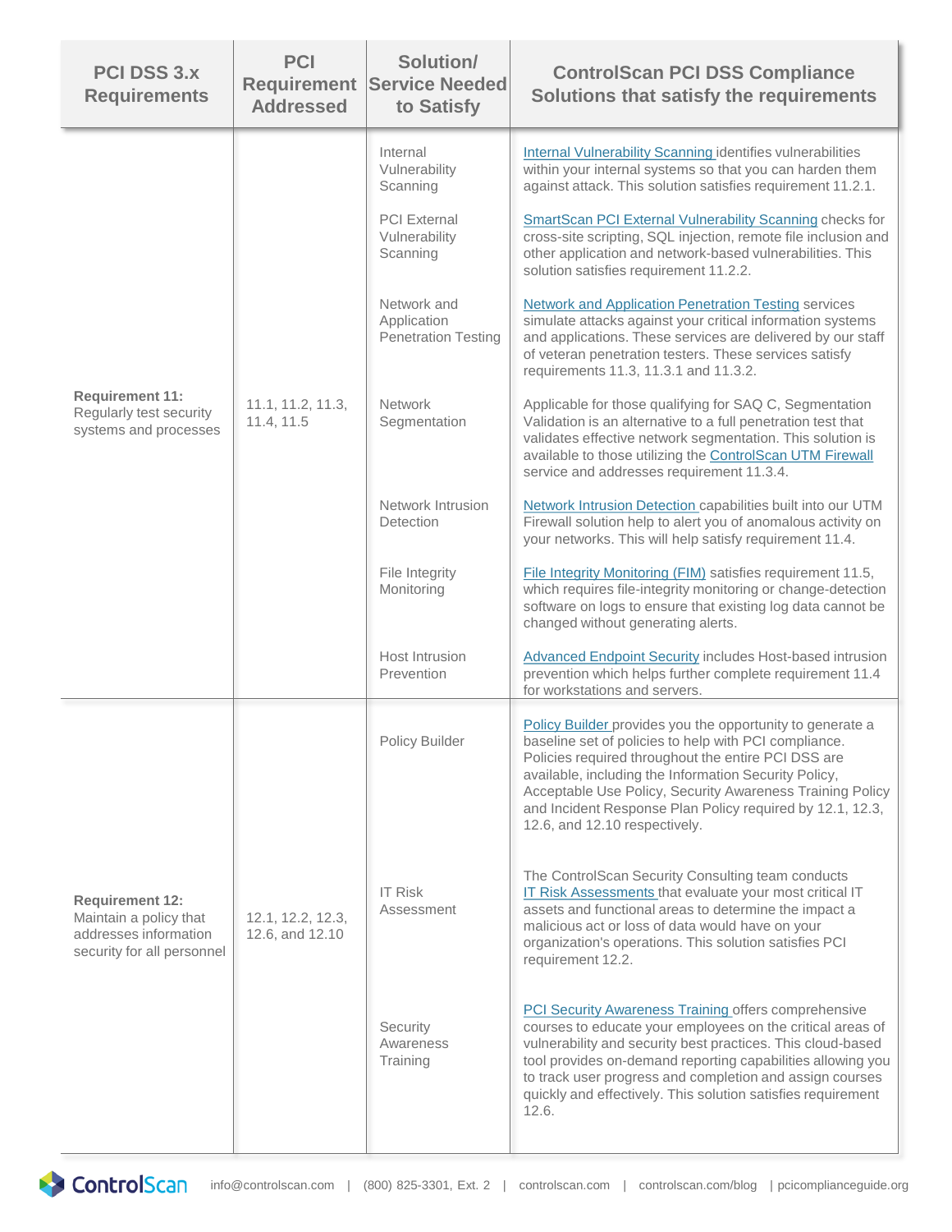| PCI DSS 3.x Requirements | PCI Requirement Addressed | Solution/ Service Needed to Satisfy | ControlScan PCI DSS Compliance Solutions that satisfy the requirements |
|---|---|---|---|
| **Requirement 11:** Regularly test security systems and processes | 11.1, 11.2, 11.3, 11.4, 11.5 | Internal Vulnerability Scanning | Internal Vulnerability Scanning identifies vulnerabilities within your internal systems so that you can harden them against attack. This solution satisfies requirement 11.2.1. |
| | | PCI External Vulnerability Scanning | SmartScan PCI External Vulnerability Scanning checks for cross-site scripting, SQL injection, remote file inclusion and other application and network-based vulnerabilities. This solution satisfies requirement 11.2.2. |
| | | Network and Application Penetration Testing | Network and Application Penetration Testing services simulate attacks against your critical information systems and applications. These services are delivered by our staff of veteran penetration testers. These services satisfy requirements 11.3, 11.3.1 and 11.3.2. |
| | | Network Segmentation | Applicable for those qualifying for SAQ C, Segmentation Validation is an alternative to a full penetration test that validates effective network segmentation. This solution is available to those utilizing the ControlScan UTM Firewall service and addresses requirement 11.3.4. |
| | | Network Intrusion Detection | Network Intrusion Detection capabilities built into our UTM Firewall solution help to alert you of anomalous activity on your networks. This will help satisfy requirement 11.4. |
| | | File Integrity Monitoring | File Integrity Monitoring (FIM) satisfies requirement 11.5, which requires file-integrity monitoring or change-detection software on logs to ensure that existing log data cannot be changed without generating alerts. |
| | | Host Intrusion Prevention | Advanced Endpoint Security includes Host-based intrusion prevention which helps further complete requirement 11.4 for workstations and servers. |
| **Requirement 12:** Maintain a policy that addresses information security for all personnel | 12.1, 12.2, 12.3, 12.6, and 12.10 | Policy Builder | Policy Builder provides you the opportunity to generate a baseline set of policies to help with PCI compliance. Policies required throughout the entire PCI DSS are available, including the Information Security Policy, Acceptable Use Policy, Security Awareness Training Policy and Incident Response Plan Policy required by 12.1, 12.3, 12.6, and 12.10 respectively. |
| | | IT Risk Assessment | The ControlScan Security Consulting team conducts IT Risk Assessments that evaluate your most critical IT assets and functional areas to determine the impact a malicious act or loss of data would have on your organization's operations. This solution satisfies PCI requirement 12.2. |
| | | Security Awareness Training | PCI Security Awareness Training offers comprehensive courses to educate your employees on the critical areas of vulnerability and security best practices. This cloud-based tool provides on-demand reporting capabilities allowing you to track user progress and completion and assign courses quickly and effectively. This solution satisfies requirement 12.6. |

ControlScan info@controlscan.com | (800) 825-3301, Ext. 2 | controlscan.com | controlscan.com/blog | pcicomplianceguide.org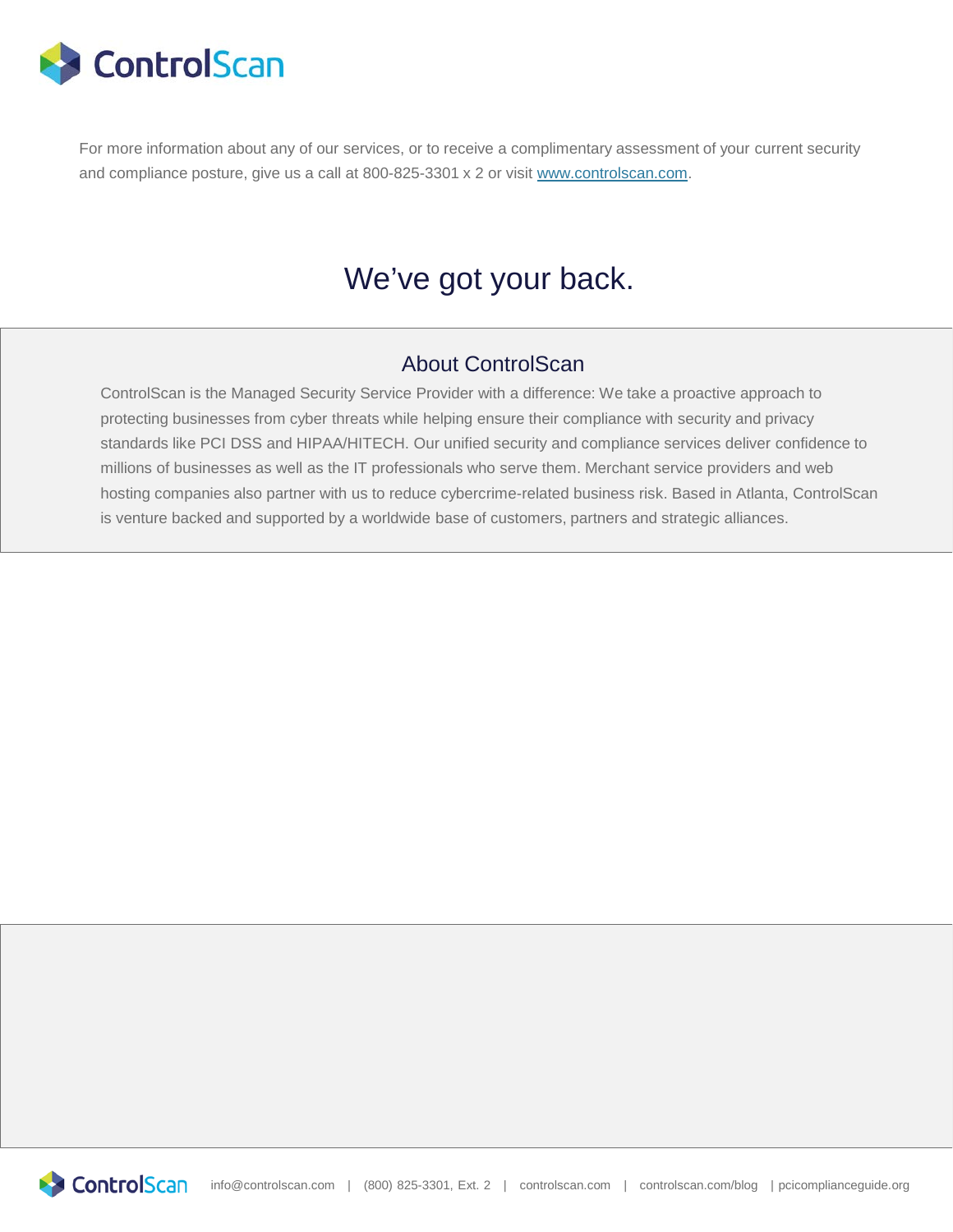For more information about any of our services, or to receive a complimentary assessment of your current security and compliance posture, give us a call at 800-825-3301 x 2 or visit www.controlscan.com.

## We've got your back.

### About ControlScan

ControlScan is the Managed Security Service Provider with a difference: We take a proactive approach to protecting businesses from cyber threats while helping ensure their compliance with security and privacy standards like PCI DSS and HIPAA/HITECH. Our unified security and compliance services deliver confidence to millions of businesses as well as the IT professionals who serve them. Merchant service providers and web hosting companies also partner with us to reduce cybercrime-related business risk. Based in Atlanta, ControlScan is venture backed and supported by a worldwide base of customers, partners and strategic alliances.